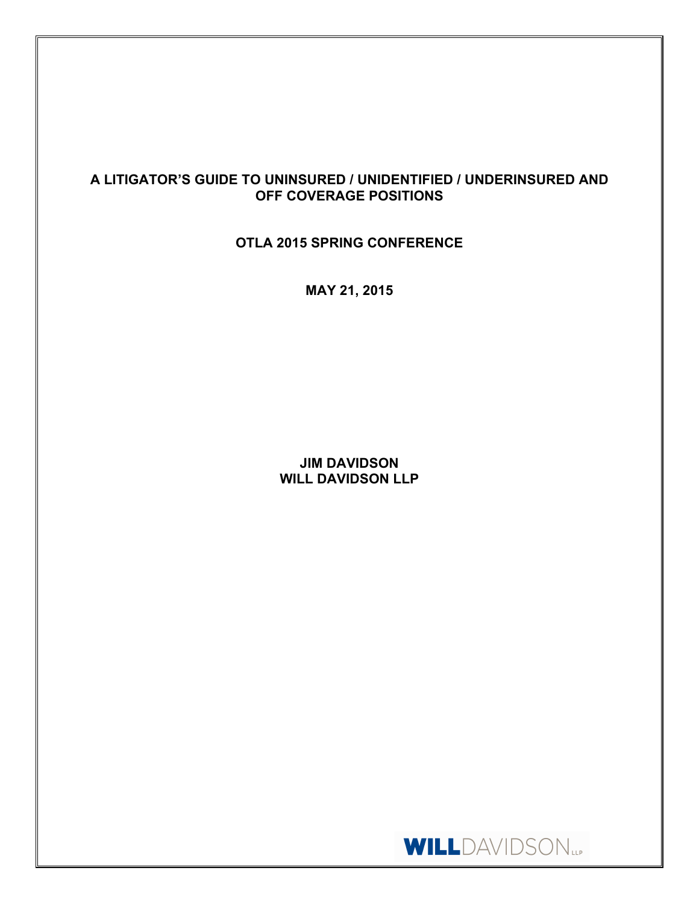# A LITIGATOR'S GUIDE TO UNINSURED / UNIDENTIFIED / UNDERINSURED AND OFF COVERAGE POSITIONS

**OTLA 2015 SPRING CONFERENCE**

**MAY 21, 2015**

**JIM DAVIDSON**
**WILL DAVIDSON LLP**

WILLDAVIDSON LLP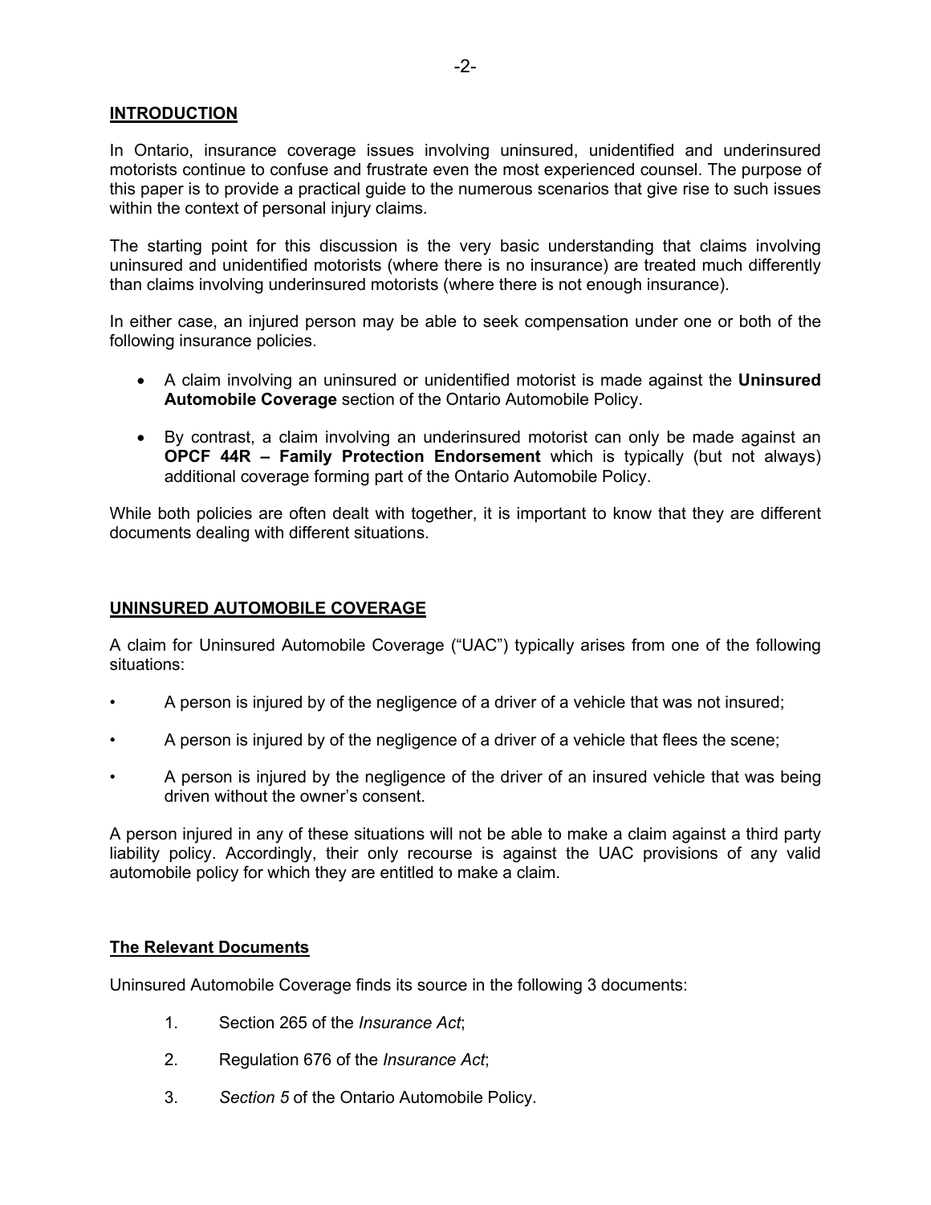## INTRODUCTION

In Ontario, insurance coverage issues involving uninsured, unidentified and underinsured motorists continue to confuse and frustrate even the most experienced counsel. The purpose of this paper is to provide a practical guide to the numerous scenarios that give rise to such issues within the context of personal injury claims.

The starting point for this discussion is the very basic understanding that claims involving uninsured and unidentified motorists (where there is no insurance) are treated much differently than claims involving underinsured motorists (where there is not enough insurance).

In either case, an injured person may be able to seek compensation under one or both of the following insurance policies.

- A claim involving an uninsured or unidentified motorist is made against the **Uninsured Automobile Coverage** section of the Ontario Automobile Policy.
- By contrast, a claim involving an underinsured motorist can only be made against an **OPCF 44R – Family Protection Endorsement** which is typically (but not always) additional coverage forming part of the Ontario Automobile Policy.

While both policies are often dealt with together, it is important to know that they are different documents dealing with different situations.

## UNINSURED AUTOMOBILE COVERAGE

A claim for Uninsured Automobile Coverage ("UAC") typically arises from one of the following situations:

- A person is injured by of the negligence of a driver of a vehicle that was not insured;
- A person is injured by of the negligence of a driver of a vehicle that flees the scene;
- A person is injured by the negligence of the driver of an insured vehicle that was being driven without the owner's consent.

A person injured in any of these situations will not be able to make a claim against a third party liability policy. Accordingly, their only recourse is against the UAC provisions of any valid automobile policy for which they are entitled to make a claim.

### The Relevant Documents

Uninsured Automobile Coverage finds its source in the following 3 documents:

1. Section 265 of the *Insurance Act*;
2. Regulation 676 of the *Insurance Act*;
3. *Section 5* of the Ontario Automobile Policy.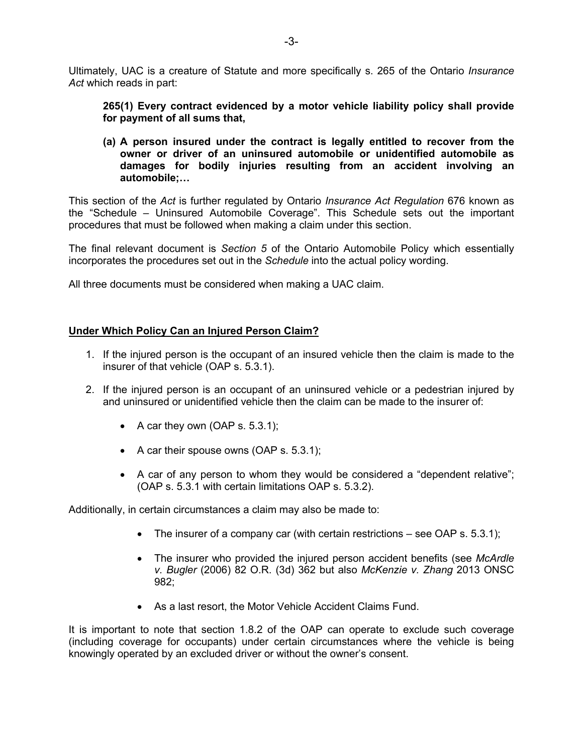Ultimately, UAC is a creature of Statute and more specifically s. 265 of the Ontario *Insurance Act* which reads in part:

> **265(1) Every contract evidenced by a motor vehicle liability policy shall provide for payment of all sums that,**
>
> **(a) A person insured under the contract is legally entitled to recover from the owner or driver of an uninsured automobile or unidentified automobile as damages for bodily injuries resulting from an accident involving an automobile;…**

This section of the *Act* is further regulated by Ontario *Insurance Act Regulation* 676 known as the "Schedule – Uninsured Automobile Coverage". This Schedule sets out the important procedures that must be followed when making a claim under this section.

The final relevant document is *Section 5* of the Ontario Automobile Policy which essentially incorporates the procedures set out in the *Schedule* into the actual policy wording.

All three documents must be considered when making a UAC claim.

**<u>Under Which Policy Can an Injured Person Claim?</u>**

1. If the injured person is the occupant of an insured vehicle then the claim is made to the insurer of that vehicle (OAP s. 5.3.1).
2. If the injured person is an occupant of an uninsured vehicle or a pedestrian injured by and uninsured or unidentified vehicle then the claim can be made to the insurer of:
   - A car they own (OAP s. 5.3.1);
   - A car their spouse owns (OAP s. 5.3.1);
   - A car of any person to whom they would be considered a "dependent relative"; (OAP s. 5.3.1 with certain limitations OAP s. 5.3.2).

Additionally, in certain circumstances a claim may also be made to:

- The insurer of a company car (with certain restrictions – see OAP s. 5.3.1);
- The insurer who provided the injured person accident benefits (see *McArdle v. Bugler* (2006) 82 O.R. (3d) 362 but also *McKenzie v. Zhang* 2013 ONSC 982;
- As a last resort, the Motor Vehicle Accident Claims Fund.

It is important to note that section 1.8.2 of the OAP can operate to exclude such coverage (including coverage for occupants) under certain circumstances where the vehicle is being knowingly operated by an excluded driver or without the owner's consent.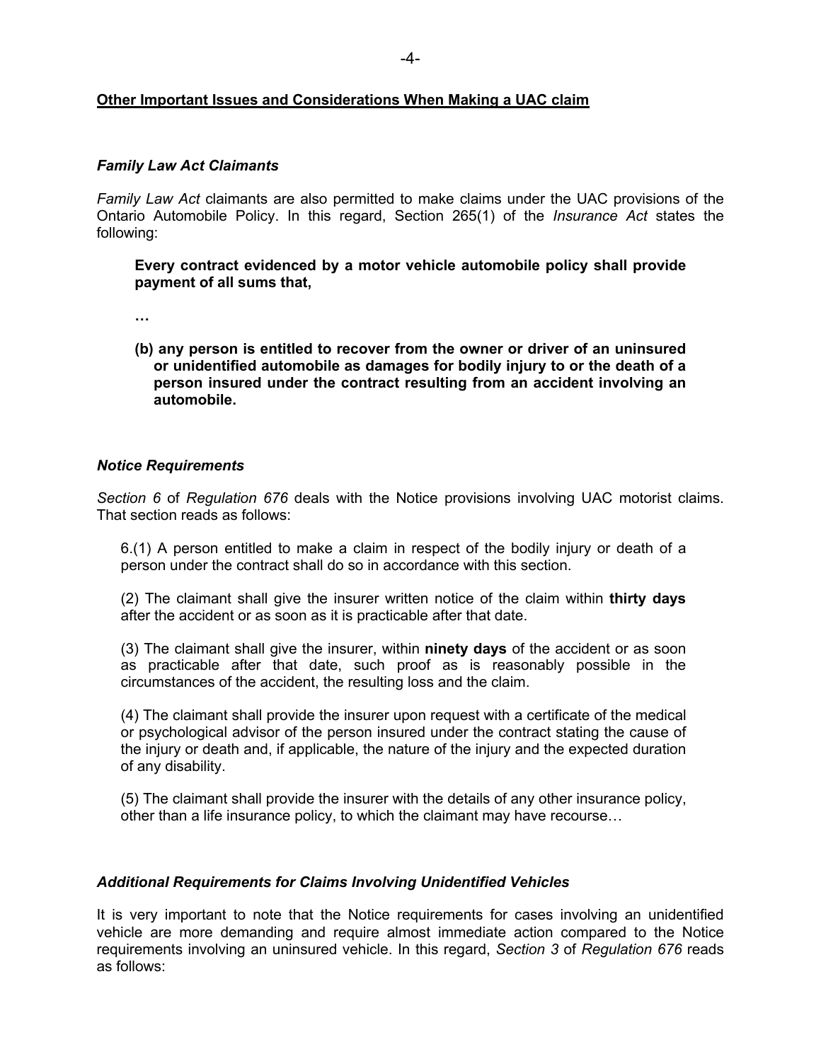## Other Important Issues and Considerations When Making a UAC claim

### *Family Law Act Claimants*

*Family Law Act* claimants are also permitted to make claims under the UAC provisions of the Ontario Automobile Policy. In this regard, Section 265(1) of the *Insurance Act* states the following:

> **Every contract evidenced by a motor vehicle automobile policy shall provide payment of all sums that,**
>
> **…**
>
> **(b) any person is entitled to recover from the owner or driver of an uninsured or unidentified automobile as damages for bodily injury to or the death of a person insured under the contract resulting from an accident involving an automobile.**

### *Notice Requirements*

*Section 6* of *Regulation 676* deals with the Notice provisions involving UAC motorist claims. That section reads as follows:

> 6.(1) A person entitled to make a claim in respect of the bodily injury or death of a person under the contract shall do so in accordance with this section.
>
> (2) The claimant shall give the insurer written notice of the claim within **thirty days** after the accident or as soon as it is practicable after that date.
>
> (3) The claimant shall give the insurer, within **ninety days** of the accident or as soon as practicable after that date, such proof as is reasonably possible in the circumstances of the accident, the resulting loss and the claim.
>
> (4) The claimant shall provide the insurer upon request with a certificate of the medical or psychological advisor of the person insured under the contract stating the cause of the injury or death and, if applicable, the nature of the injury and the expected duration of any disability.
>
> (5) The claimant shall provide the insurer with the details of any other insurance policy, other than a life insurance policy, to which the claimant may have recourse…

### *Additional Requirements for Claims Involving Unidentified Vehicles*

It is very important to note that the Notice requirements for cases involving an unidentified vehicle are more demanding and require almost immediate action compared to the Notice requirements involving an uninsured vehicle. In this regard, *Section 3* of *Regulation 676* reads as follows: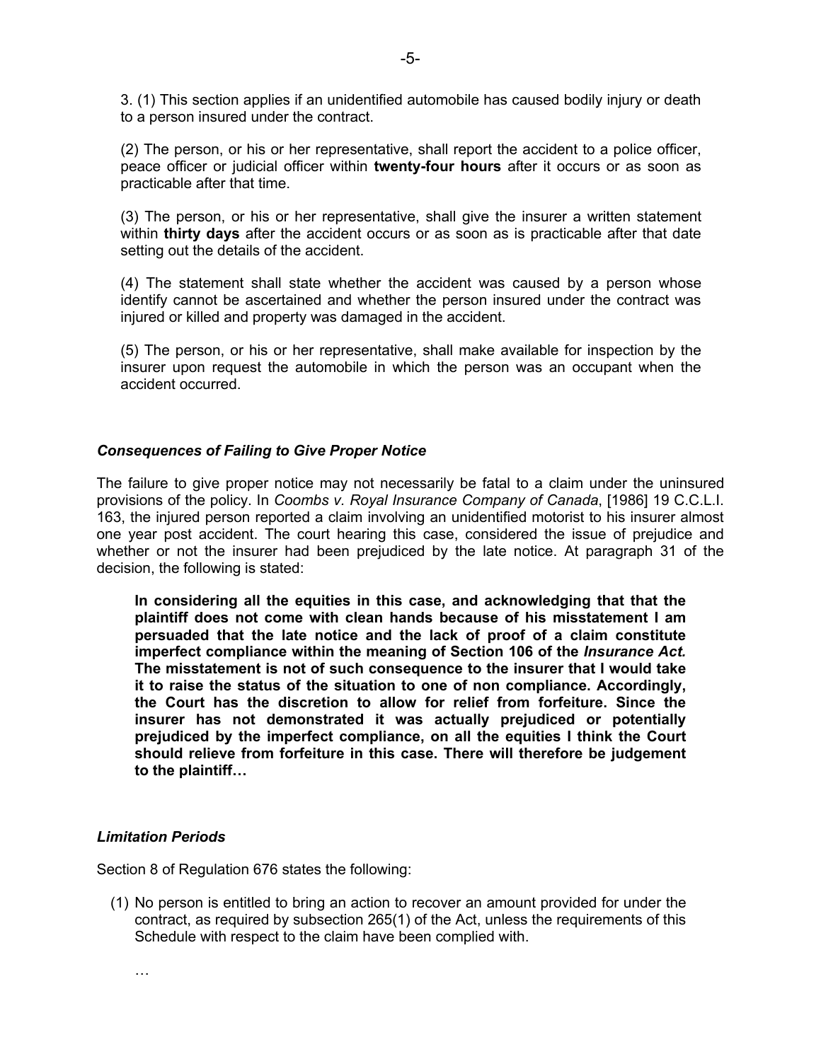3. (1) This section applies if an unidentified automobile has caused bodily injury or death to a person insured under the contract.

(2) The person, or his or her representative, shall report the accident to a police officer, peace officer or judicial officer within **twenty-four hours** after it occurs or as soon as practicable after that time.

(3) The person, or his or her representative, shall give the insurer a written statement within **thirty days** after the accident occurs or as soon as is practicable after that date setting out the details of the accident.

(4) The statement shall state whether the accident was caused by a person whose identify cannot be ascertained and whether the person insured under the contract was injured or killed and property was damaged in the accident.

(5) The person, or his or her representative, shall make available for inspection by the insurer upon request the automobile in which the person was an occupant when the accident occurred.

### *Consequences of Failing to Give Proper Notice*

The failure to give proper notice may not necessarily be fatal to a claim under the uninsured provisions of the policy. In *Coombs v. Royal Insurance Company of Canada*, [1986] 19 C.C.L.I. 163, the injured person reported a claim involving an unidentified motorist to his insurer almost one year post accident. The court hearing this case, considered the issue of prejudice and whether or not the insurer had been prejudiced by the late notice. At paragraph 31 of the decision, the following is stated:

> **In considering all the equities in this case, and acknowledging that that the plaintiff does not come with clean hands because of his misstatement I am persuaded that the late notice and the lack of proof of a claim constitute imperfect compliance within the meaning of Section 106 of the *Insurance Act.* The misstatement is not of such consequence to the insurer that I would take it to raise the status of the situation to one of non compliance. Accordingly, the Court has the discretion to allow for relief from forfeiture. Since the insurer has not demonstrated it was actually prejudiced or potentially prejudiced by the imperfect compliance, on all the equities I think the Court should relieve from forfeiture in this case. There will therefore be judgement to the plaintiff…**

### *Limitation Periods*

Section 8 of Regulation 676 states the following:

(1) No person is entitled to bring an action to recover an amount provided for under the contract, as required by subsection 265(1) of the Act, unless the requirements of this Schedule with respect to the claim have been complied with.

…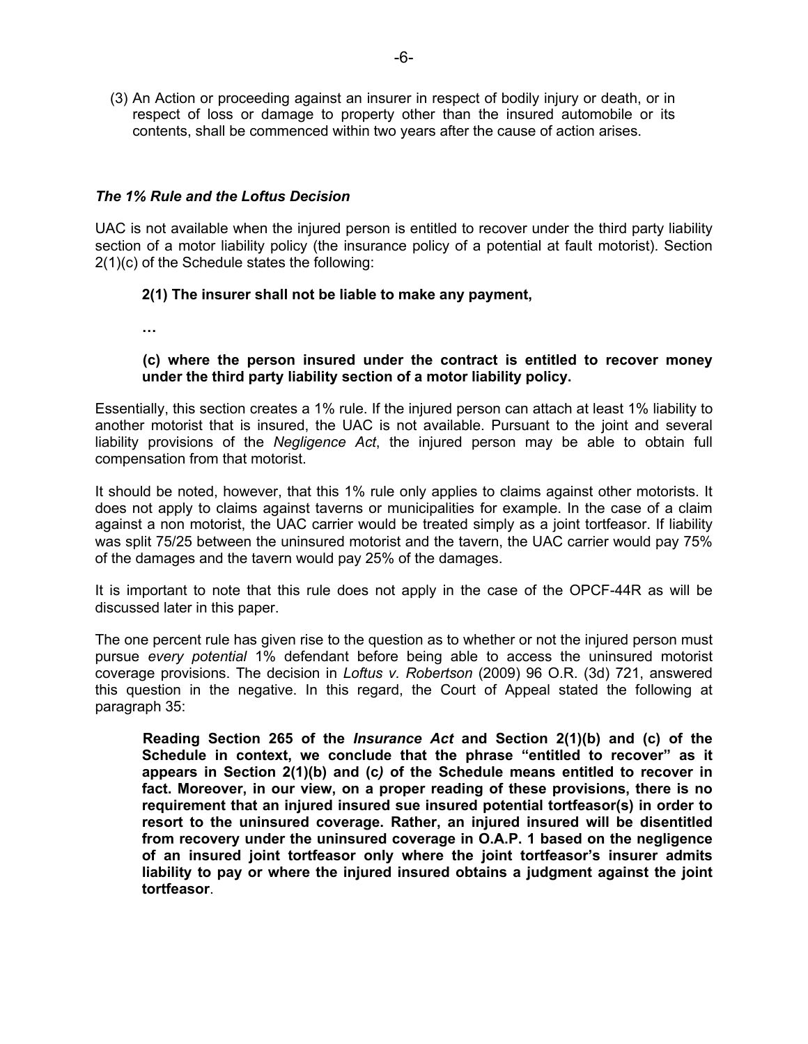(3) An Action or proceeding against an insurer in respect of bodily injury or death, or in respect of loss or damage to property other than the insured automobile or its contents, shall be commenced within two years after the cause of action arises.

### *The 1% Rule and the Loftus Decision*

UAC is not available when the injured person is entitled to recover under the third party liability section of a motor liability policy (the insurance policy of a potential at fault motorist). Section 2(1)(c) of the Schedule states the following:

> **2(1) The insurer shall not be liable to make any payment,**
>
> **…**
>
> **(c) where the person insured under the contract is entitled to recover money under the third party liability section of a motor liability policy.**

Essentially, this section creates a 1% rule. If the injured person can attach at least 1% liability to another motorist that is insured, the UAC is not available. Pursuant to the joint and several liability provisions of the *Negligence Act*, the injured person may be able to obtain full compensation from that motorist.

It should be noted, however, that this 1% rule only applies to claims against other motorists. It does not apply to claims against taverns or municipalities for example. In the case of a claim against a non motorist, the UAC carrier would be treated simply as a joint tortfeasor. If liability was split 75/25 between the uninsured motorist and the tavern, the UAC carrier would pay 75% of the damages and the tavern would pay 25% of the damages.

It is important to note that this rule does not apply in the case of the OPCF-44R as will be discussed later in this paper.

The one percent rule has given rise to the question as to whether or not the injured person must pursue *every potential* 1% defendant before being able to access the uninsured motorist coverage provisions. The decision in *Loftus v. Robertson* (2009) 96 O.R. (3d) 721, answered this question in the negative. In this regard, the Court of Appeal stated the following at paragraph 35:

> **Reading Section 265 of the *Insurance Act* and Section 2(1)(b) and (c) of the Schedule in context, we conclude that the phrase "entitled to recover" as it appears in Section 2(1)(b) and (c) of the Schedule means entitled to recover in fact. Moreover, in our view, on a proper reading of these provisions, there is no requirement that an injured insured sue insured potential tortfeasor(s) in order to resort to the uninsured coverage. Rather, an injured insured will be disentitled from recovery under the uninsured coverage in O.A.P. 1 based on the negligence of an insured joint tortfeasor only where the joint tortfeasor's insurer admits liability to pay or where the injured insured obtains a judgment against the joint tortfeasor**.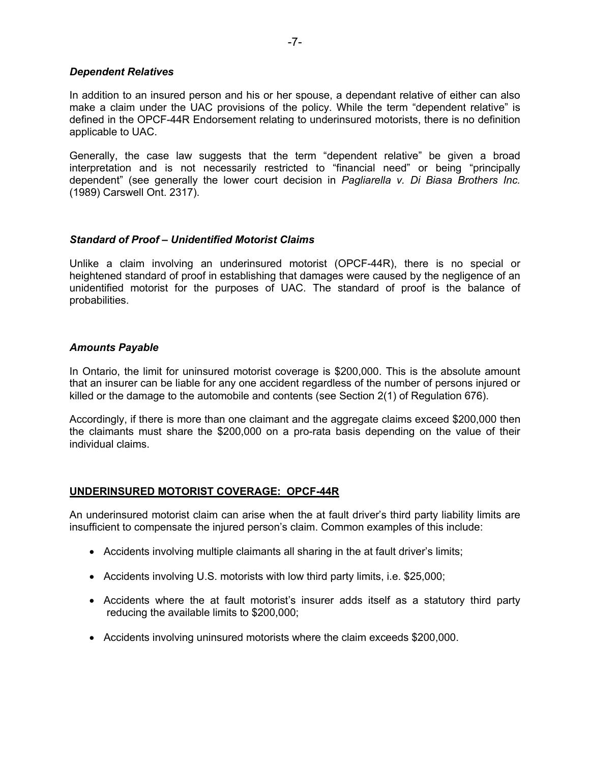### *Dependent Relatives*

In addition to an insured person and his or her spouse, a dependant relative of either can also make a claim under the UAC provisions of the policy. While the term "dependent relative" is defined in the OPCF-44R Endorsement relating to underinsured motorists, there is no definition applicable to UAC.

Generally, the case law suggests that the term "dependent relative" be given a broad interpretation and is not necessarily restricted to "financial need" or being "principally dependent" (see generally the lower court decision in *Pagliarella v. Di Biasa Brothers Inc.* (1989) Carswell Ont. 2317).

### *Standard of Proof – Unidentified Motorist Claims*

Unlike a claim involving an underinsured motorist (OPCF-44R), there is no special or heightened standard of proof in establishing that damages were caused by the negligence of an unidentified motorist for the purposes of UAC. The standard of proof is the balance of probabilities.

### *Amounts Payable*

In Ontario, the limit for uninsured motorist coverage is $200,000. This is the absolute amount that an insurer can be liable for any one accident regardless of the number of persons injured or killed or the damage to the automobile and contents (see Section 2(1) of Regulation 676).

Accordingly, if there is more than one claimant and the aggregate claims exceed $200,000 then the claimants must share the $200,000 on a pro-rata basis depending on the value of their individual claims.

## **UNDERINSURED MOTORIST COVERAGE: OPCF-44R**

An underinsured motorist claim can arise when the at fault driver's third party liability limits are insufficient to compensate the injured person's claim. Common examples of this include:

- Accidents involving multiple claimants all sharing in the at fault driver's limits;
- Accidents involving U.S. motorists with low third party limits, i.e. $25,000;
- Accidents where the at fault motorist's insurer adds itself as a statutory third party reducing the available limits to $200,000;
- Accidents involving uninsured motorists where the claim exceeds $200,000.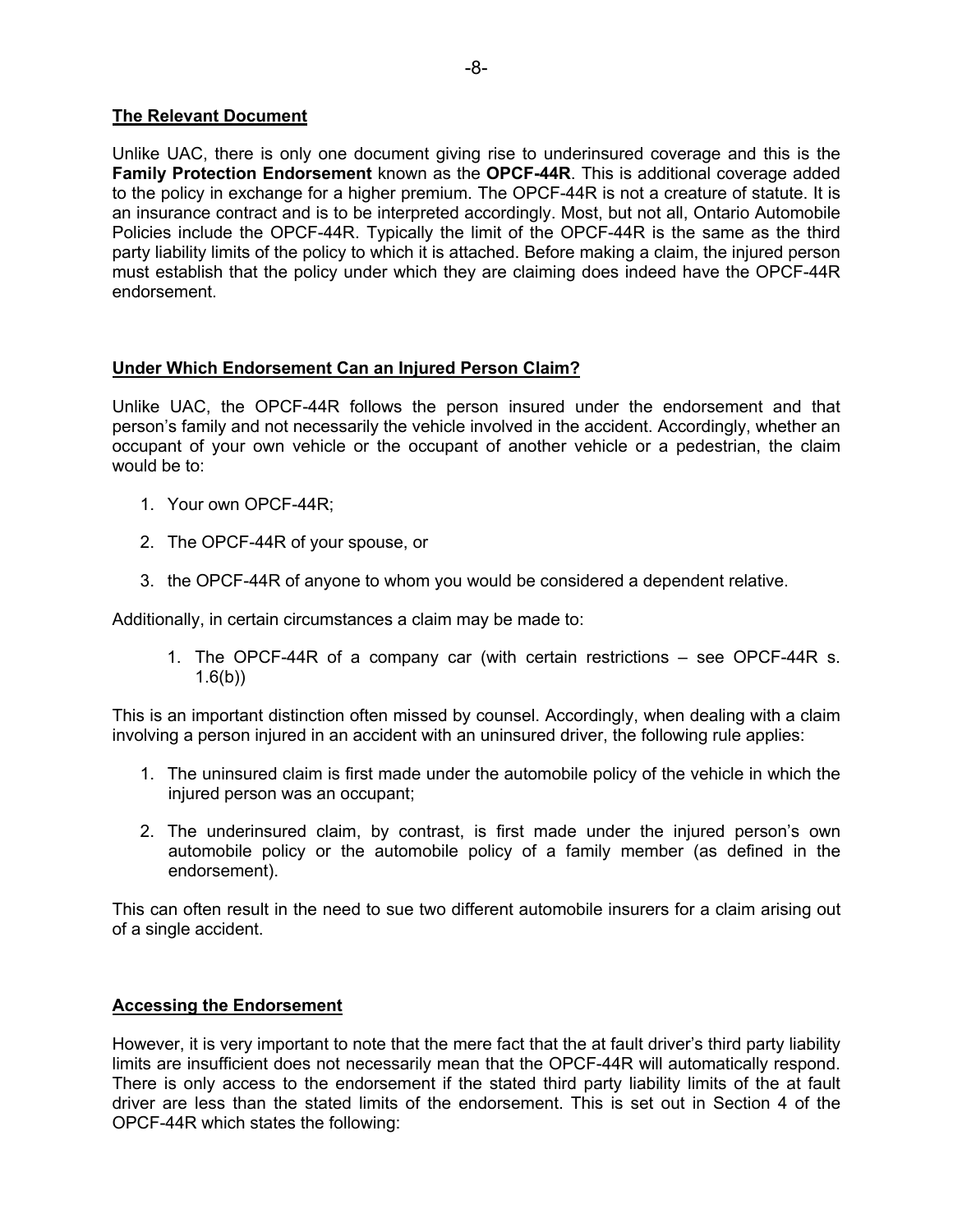## The Relevant Document

Unlike UAC, there is only one document giving rise to underinsured coverage and this is the **Family Protection Endorsement** known as the **OPCF-44R**. This is additional coverage added to the policy in exchange for a higher premium. The OPCF-44R is not a creature of statute. It is an insurance contract and is to be interpreted accordingly. Most, but not all, Ontario Automobile Policies include the OPCF-44R. Typically the limit of the OPCF-44R is the same as the third party liability limits of the policy to which it is attached. Before making a claim, the injured person must establish that the policy under which they are claiming does indeed have the OPCF-44R endorsement.

## Under Which Endorsement Can an Injured Person Claim?

Unlike UAC, the OPCF-44R follows the person insured under the endorsement and that person's family and not necessarily the vehicle involved in the accident. Accordingly, whether an occupant of your own vehicle or the occupant of another vehicle or a pedestrian, the claim would be to:

1. Your own OPCF-44R;
2. The OPCF-44R of your spouse, or
3. the OPCF-44R of anyone to whom you would be considered a dependent relative.

Additionally, in certain circumstances a claim may be made to:

1. The OPCF-44R of a company car (with certain restrictions – see OPCF-44R s. 1.6(b))

This is an important distinction often missed by counsel. Accordingly, when dealing with a claim involving a person injured in an accident with an uninsured driver, the following rule applies:

1. The uninsured claim is first made under the automobile policy of the vehicle in which the injured person was an occupant;
2. The underinsured claim, by contrast, is first made under the injured person's own automobile policy or the automobile policy of a family member (as defined in the endorsement).

This can often result in the need to sue two different automobile insurers for a claim arising out of a single accident.

## Accessing the Endorsement

However, it is very important to note that the mere fact that the at fault driver's third party liability limits are insufficient does not necessarily mean that the OPCF-44R will automatically respond. There is only access to the endorsement if the stated third party liability limits of the at fault driver are less than the stated limits of the endorsement. This is set out in Section 4 of the OPCF-44R which states the following: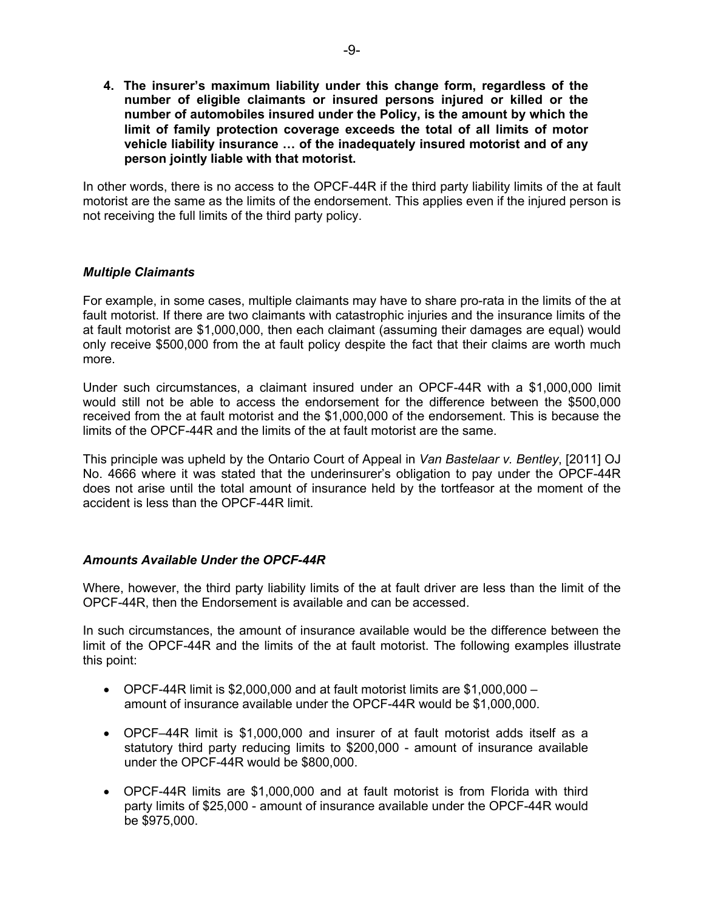**4. The insurer's maximum liability under this change form, regardless of the number of eligible claimants or insured persons injured or killed or the number of automobiles insured under the Policy, is the amount by which the limit of family protection coverage exceeds the total of all limits of motor vehicle liability insurance … of the inadequately insured motorist and of any person jointly liable with that motorist.**

In other words, there is no access to the OPCF-44R if the third party liability limits of the at fault motorist are the same as the limits of the endorsement. This applies even if the injured person is not receiving the full limits of the third party policy.

### *Multiple Claimants*

For example, in some cases, multiple claimants may have to share pro-rata in the limits of the at fault motorist. If there are two claimants with catastrophic injuries and the insurance limits of the at fault motorist are $1,000,000, then each claimant (assuming their damages are equal) would only receive $500,000 from the at fault policy despite the fact that their claims are worth much more.

Under such circumstances, a claimant insured under an OPCF-44R with a $1,000,000 limit would still not be able to access the endorsement for the difference between the $500,000 received from the at fault motorist and the $1,000,000 of the endorsement. This is because the limits of the OPCF-44R and the limits of the at fault motorist are the same.

This principle was upheld by the Ontario Court of Appeal in *Van Bastelaar v. Bentley*, [2011] OJ No. 4666 where it was stated that the underinsurer's obligation to pay under the OPCF-44R does not arise until the total amount of insurance held by the tortfeasor at the moment of the accident is less than the OPCF-44R limit.

### *Amounts Available Under the OPCF-44R*

Where, however, the third party liability limits of the at fault driver are less than the limit of the OPCF-44R, then the Endorsement is available and can be accessed.

In such circumstances, the amount of insurance available would be the difference between the limit of the OPCF-44R and the limits of the at fault motorist. The following examples illustrate this point:

- OPCF-44R limit is $2,000,000 and at fault motorist limits are $1,000,000 – amount of insurance available under the OPCF-44R would be $1,000,000.
- OPCF–44R limit is $1,000,000 and insurer of at fault motorist adds itself as a statutory third party reducing limits to $200,000 - amount of insurance available under the OPCF-44R would be $800,000.
- OPCF-44R limits are $1,000,000 and at fault motorist is from Florida with third party limits of $25,000 - amount of insurance available under the OPCF-44R would be $975,000.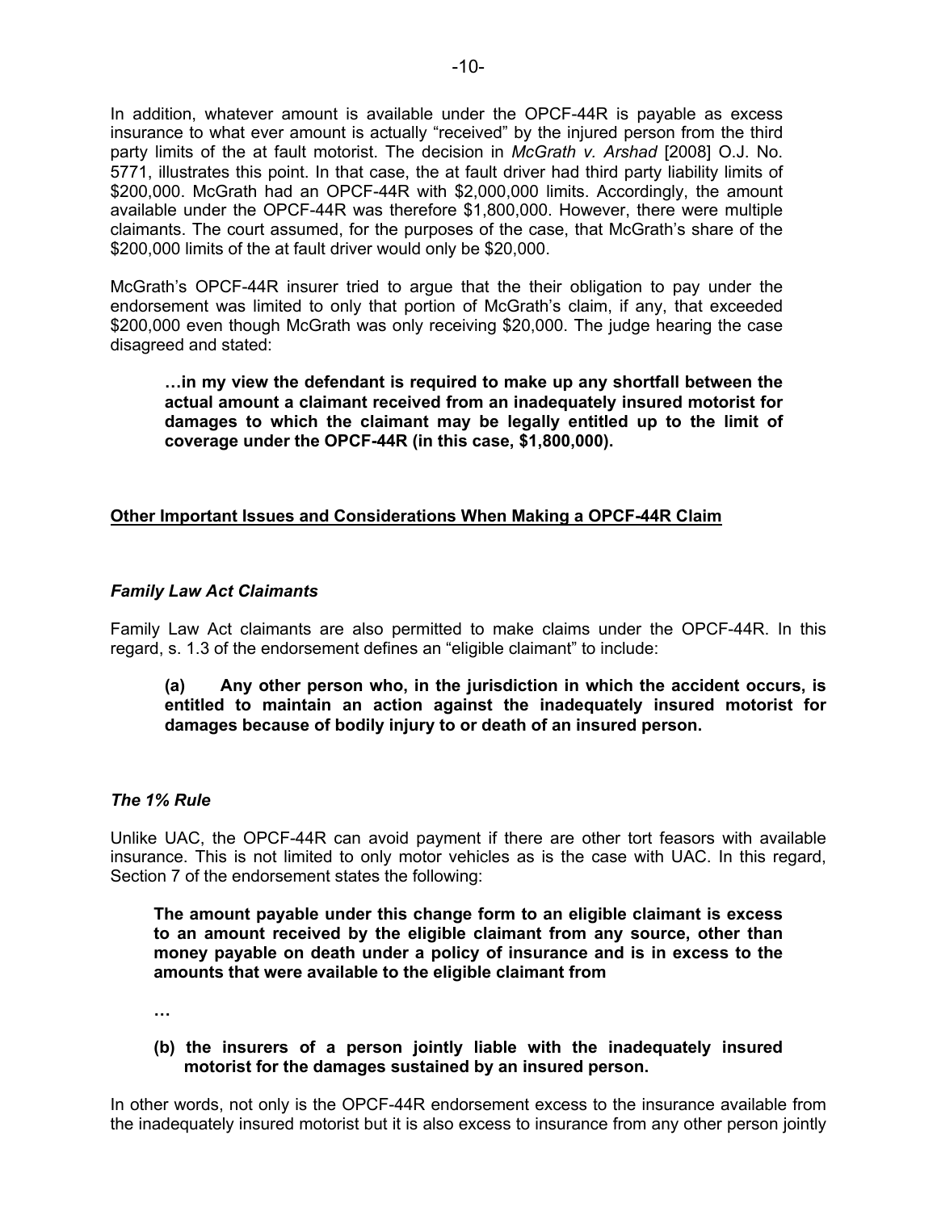In addition, whatever amount is available under the OPCF-44R is payable as excess insurance to what ever amount is actually "received" by the injured person from the third party limits of the at fault motorist. The decision in *McGrath v. Arshad* [2008] O.J. No. 5771, illustrates this point. In that case, the at fault driver had third party liability limits of $200,000. McGrath had an OPCF-44R with $2,000,000 limits. Accordingly, the amount available under the OPCF-44R was therefore $1,800,000. However, there were multiple claimants. The court assumed, for the purposes of the case, that McGrath's share of the $200,000 limits of the at fault driver would only be $20,000.

McGrath's OPCF-44R insurer tried to argue that the their obligation to pay under the endorsement was limited to only that portion of McGrath's claim, if any, that exceeded $200,000 even though McGrath was only receiving $20,000. The judge hearing the case disagreed and stated:

> **…in my view the defendant is required to make up any shortfall between the actual amount a claimant received from an inadequately insured motorist for damages to which the claimant may be legally entitled up to the limit of coverage under the OPCF-44R (in this case, $1,800,000).**

## Other Important Issues and Considerations When Making a OPCF-44R Claim

### *Family Law Act Claimants*

Family Law Act claimants are also permitted to make claims under the OPCF-44R. In this regard, s. 1.3 of the endorsement defines an "eligible claimant" to include:

> **(a) Any other person who, in the jurisdiction in which the accident occurs, is entitled to maintain an action against the inadequately insured motorist for damages because of bodily injury to or death of an insured person.**

### *The 1% Rule*

Unlike UAC, the OPCF-44R can avoid payment if there are other tort feasors with available insurance. This is not limited to only motor vehicles as is the case with UAC. In this regard, Section 7 of the endorsement states the following:

> **The amount payable under this change form to an eligible claimant is excess to an amount received by the eligible claimant from any source, other than money payable on death under a policy of insurance and is in excess to the amounts that were available to the eligible claimant from**
>
> **…**
>
> **(b) the insurers of a person jointly liable with the inadequately insured motorist for the damages sustained by an insured person.**

In other words, not only is the OPCF-44R endorsement excess to the insurance available from the inadequately insured motorist but it is also excess to insurance from any other person jointly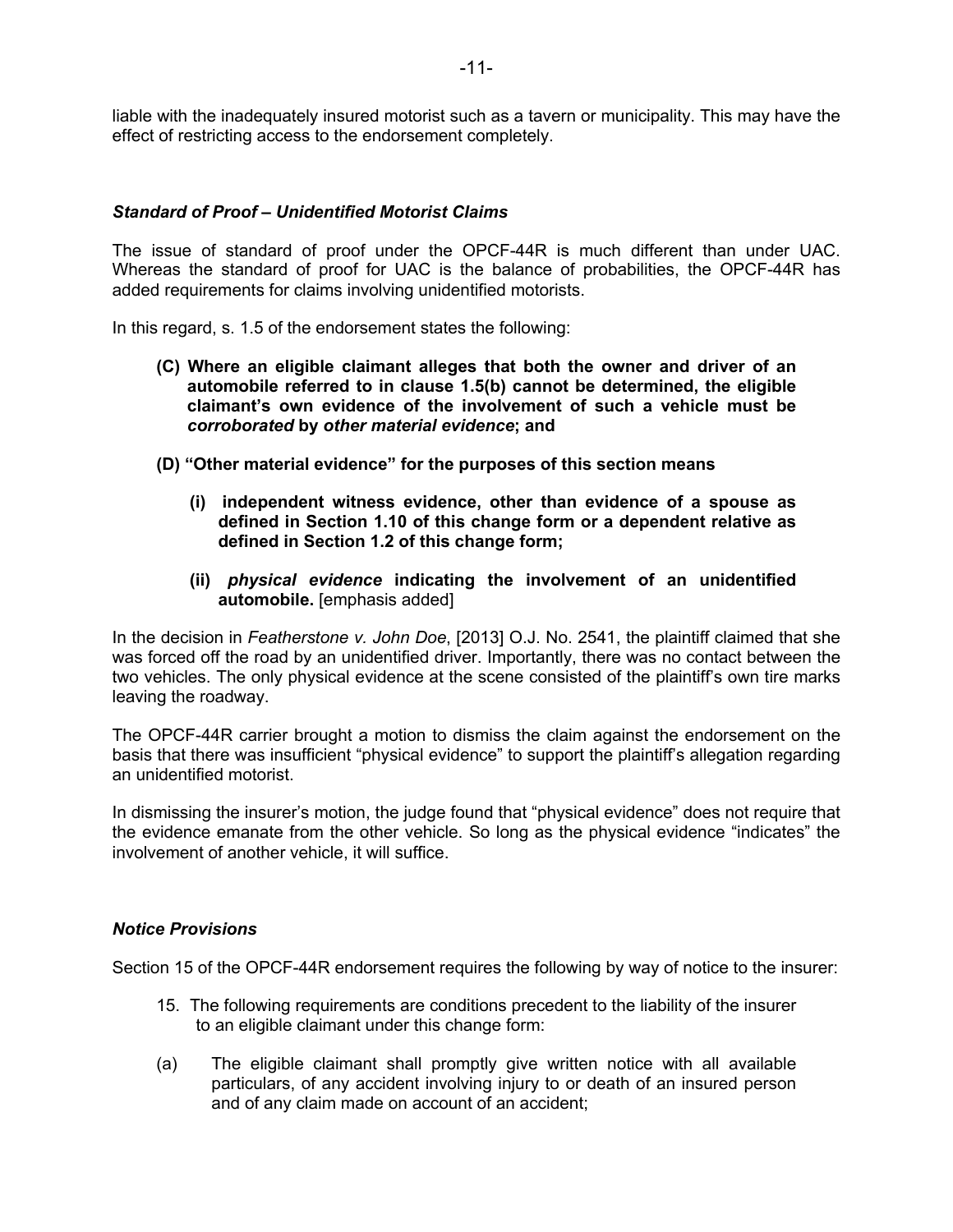liable with the inadequately insured motorist such as a tavern or municipality. This may have the effect of restricting access to the endorsement completely.

### *Standard of Proof – Unidentified Motorist Claims*

The issue of standard of proof under the OPCF-44R is much different than under UAC. Whereas the standard of proof for UAC is the balance of probabilities, the OPCF-44R has added requirements for claims involving unidentified motorists.

In this regard, s. 1.5 of the endorsement states the following:

> **(C) Where an eligible claimant alleges that both the owner and driver of an automobile referred to in clause 1.5(b) cannot be determined, the eligible claimant's own evidence of the involvement of such a vehicle must be *corroborated* by *other material evidence*; and**
>
> **(D) "Other material evidence" for the purposes of this section means**
>
> > **(i) independent witness evidence, other than evidence of a spouse as defined in Section 1.10 of this change form or a dependent relative as defined in Section 1.2 of this change form;**
> >
> > **(ii) *physical evidence* indicating the involvement of an unidentified automobile.** [emphasis added]

In the decision in *Featherstone v. John Doe*, [2013] O.J. No. 2541, the plaintiff claimed that she was forced off the road by an unidentified driver. Importantly, there was no contact between the two vehicles. The only physical evidence at the scene consisted of the plaintiff's own tire marks leaving the roadway.

The OPCF-44R carrier brought a motion to dismiss the claim against the endorsement on the basis that there was insufficient "physical evidence" to support the plaintiff's allegation regarding an unidentified motorist.

In dismissing the insurer's motion, the judge found that "physical evidence" does not require that the evidence emanate from the other vehicle. So long as the physical evidence "indicates" the involvement of another vehicle, it will suffice.

### *Notice Provisions*

Section 15 of the OPCF-44R endorsement requires the following by way of notice to the insurer:

> 15. The following requirements are conditions precedent to the liability of the insurer to an eligible claimant under this change form:
>
> (a) The eligible claimant shall promptly give written notice with all available particulars, of any accident involving injury to or death of an insured person and of any claim made on account of an accident;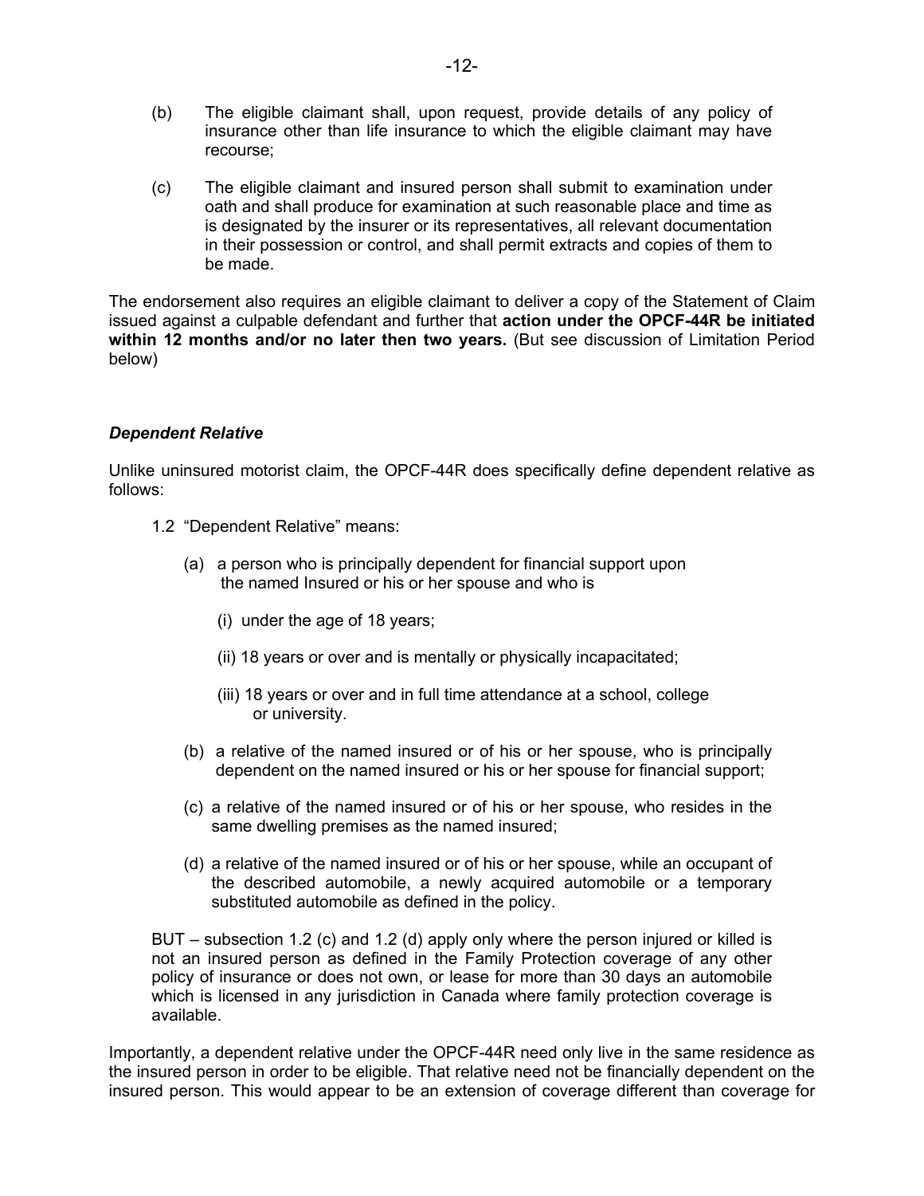(b) The eligible claimant shall, upon request, provide details of any policy of insurance other than life insurance to which the eligible claimant may have recourse;

(c) The eligible claimant and insured person shall submit to examination under oath and shall produce for examination at such reasonable place and time as is designated by the insurer or its representatives, all relevant documentation in their possession or control, and shall permit extracts and copies of them to be made.

The endorsement also requires an eligible claimant to deliver a copy of the Statement of Claim issued against a culpable defendant and further that **action under the OPCF-44R be initiated within 12 months and/or no later then two years.** (But see discussion of Limitation Period below)

### *Dependent Relative*

Unlike uninsured motorist claim, the OPCF-44R does specifically define dependent relative as follows:

1.2 "Dependent Relative" means:

(a) a person who is principally dependent for financial support upon the named Insured or his or her spouse and who is

(i) under the age of 18 years;

(ii) 18 years or over and is mentally or physically incapacitated;

(iii) 18 years or over and in full time attendance at a school, college or university.

(b) a relative of the named insured or of his or her spouse, who is principally dependent on the named insured or his or her spouse for financial support;

(c) a relative of the named insured or of his or her spouse, who resides in the same dwelling premises as the named insured;

(d) a relative of the named insured or of his or her spouse, while an occupant of the described automobile, a newly acquired automobile or a temporary substituted automobile as defined in the policy.

BUT – subsection 1.2 (c) and 1.2 (d) apply only where the person injured or killed is not an insured person as defined in the Family Protection coverage of any other policy of insurance or does not own, or lease for more than 30 days an automobile which is licensed in any jurisdiction in Canada where family protection coverage is available.

Importantly, a dependent relative under the OPCF-44R need only live in the same residence as the insured person in order to be eligible. That relative need not be financially dependent on the insured person. This would appear to be an extension of coverage different than coverage for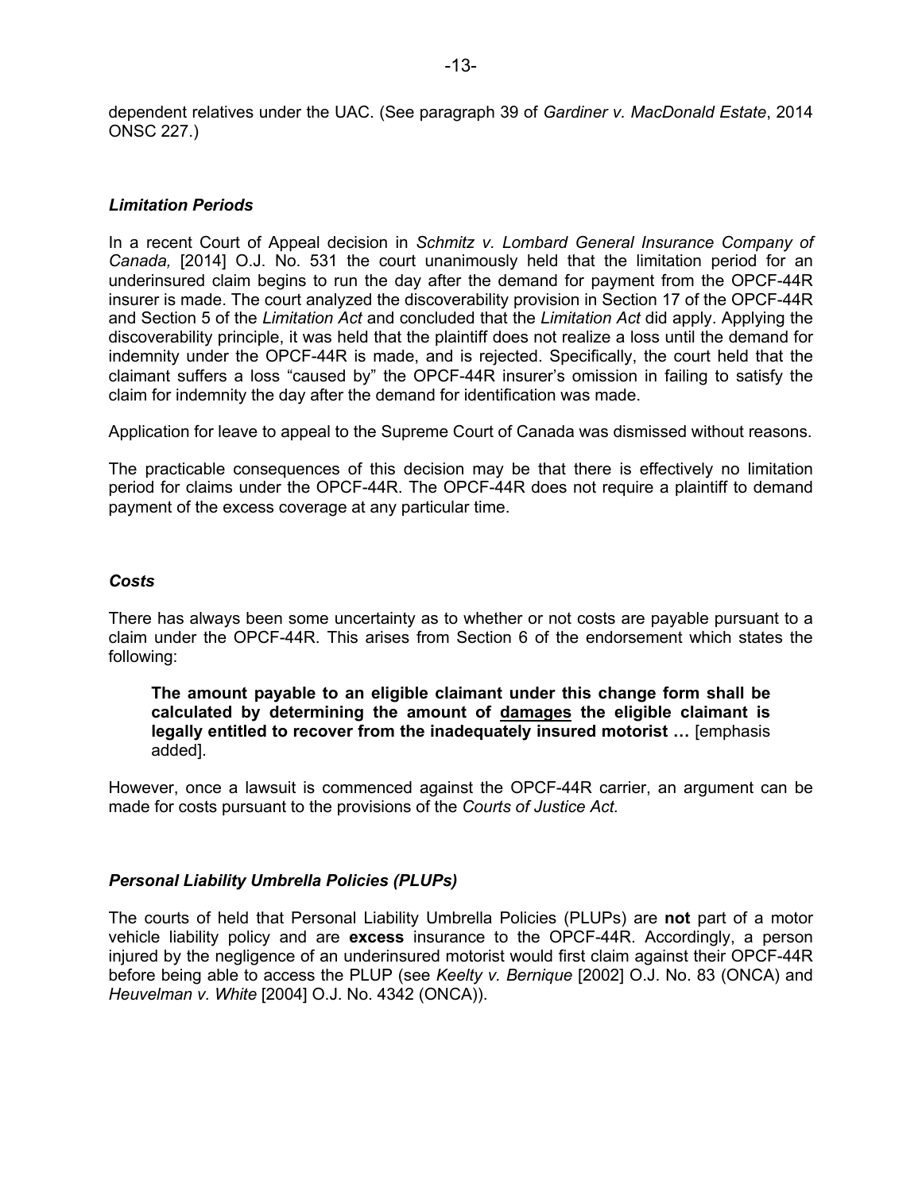dependent relatives under the UAC. (See paragraph 39 of *Gardiner v. MacDonald Estate*, 2014 ONSC 227.)

### *Limitation Periods*

In a recent Court of Appeal decision in *Schmitz v. Lombard General Insurance Company of Canada,* [2014] O.J. No. 531 the court unanimously held that the limitation period for an underinsured claim begins to run the day after the demand for payment from the OPCF-44R insurer is made. The court analyzed the discoverability provision in Section 17 of the OPCF-44R and Section 5 of the *Limitation Act* and concluded that the *Limitation Act* did apply. Applying the discoverability principle, it was held that the plaintiff does not realize a loss until the demand for indemnity under the OPCF-44R is made, and is rejected. Specifically, the court held that the claimant suffers a loss "caused by" the OPCF-44R insurer's omission in failing to satisfy the claim for indemnity the day after the demand for identification was made.

Application for leave to appeal to the Supreme Court of Canada was dismissed without reasons.

The practicable consequences of this decision may be that there is effectively no limitation period for claims under the OPCF-44R. The OPCF-44R does not require a plaintiff to demand payment of the excess coverage at any particular time.

### *Costs*

There has always been some uncertainty as to whether or not costs are payable pursuant to a claim under the OPCF-44R. This arises from Section 6 of the endorsement which states the following:

> **The amount payable to an eligible claimant under this change form shall be calculated by determining the amount of <u>damages</u> the eligible claimant is legally entitled to recover from the inadequately insured motorist …** [emphasis added].

However, once a lawsuit is commenced against the OPCF-44R carrier, an argument can be made for costs pursuant to the provisions of the *Courts of Justice Act.*

### *Personal Liability Umbrella Policies (PLUPs)*

The courts of held that Personal Liability Umbrella Policies (PLUPs) are **not** part of a motor vehicle liability policy and are **excess** insurance to the OPCF-44R. Accordingly, a person injured by the negligence of an underinsured motorist would first claim against their OPCF-44R before being able to access the PLUP (see *Keelty v. Bernique* [2002] O.J. No. 83 (ONCA) and *Heuvelman v. White* [2004] O.J. No. 4342 (ONCA)).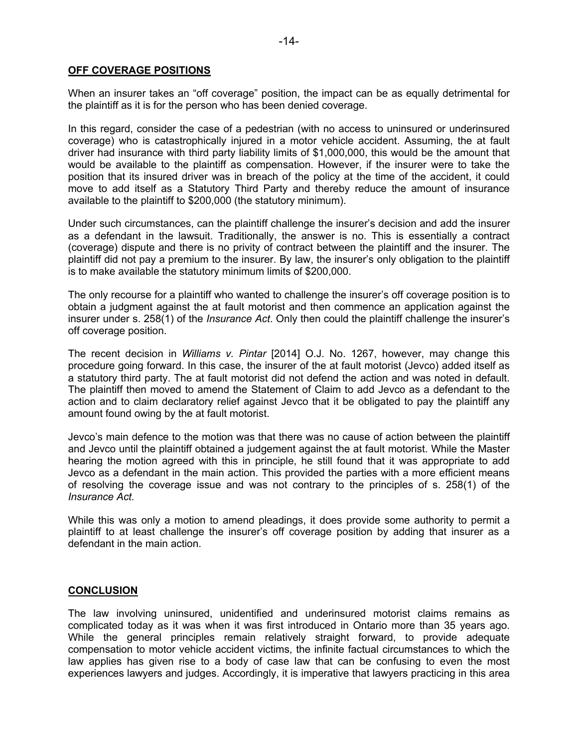## OFF COVERAGE POSITIONS

When an insurer takes an "off coverage" position, the impact can be as equally detrimental for the plaintiff as it is for the person who has been denied coverage.

In this regard, consider the case of a pedestrian (with no access to uninsured or underinsured coverage) who is catastrophically injured in a motor vehicle accident. Assuming, the at fault driver had insurance with third party liability limits of $1,000,000, this would be the amount that would be available to the plaintiff as compensation. However, if the insurer were to take the position that its insured driver was in breach of the policy at the time of the accident, it could move to add itself as a Statutory Third Party and thereby reduce the amount of insurance available to the plaintiff to $200,000 (the statutory minimum).

Under such circumstances, can the plaintiff challenge the insurer's decision and add the insurer as a defendant in the lawsuit. Traditionally, the answer is no. This is essentially a contract (coverage) dispute and there is no privity of contract between the plaintiff and the insurer. The plaintiff did not pay a premium to the insurer. By law, the insurer's only obligation to the plaintiff is to make available the statutory minimum limits of $200,000.

The only recourse for a plaintiff who wanted to challenge the insurer's off coverage position is to obtain a judgment against the at fault motorist and then commence an application against the insurer under s. 258(1) of the *Insurance Act*. Only then could the plaintiff challenge the insurer's off coverage position.

The recent decision in *Williams v. Pintar* [2014] O.J. No. 1267, however, may change this procedure going forward. In this case, the insurer of the at fault motorist (Jevco) added itself as a statutory third party. The at fault motorist did not defend the action and was noted in default. The plaintiff then moved to amend the Statement of Claim to add Jevco as a defendant to the action and to claim declaratory relief against Jevco that it be obligated to pay the plaintiff any amount found owing by the at fault motorist.

Jevco's main defence to the motion was that there was no cause of action between the plaintiff and Jevco until the plaintiff obtained a judgement against the at fault motorist. While the Master hearing the motion agreed with this in principle, he still found that it was appropriate to add Jevco as a defendant in the main action. This provided the parties with a more efficient means of resolving the coverage issue and was not contrary to the principles of s. 258(1) of the *Insurance Act*.

While this was only a motion to amend pleadings, it does provide some authority to permit a plaintiff to at least challenge the insurer's off coverage position by adding that insurer as a defendant in the main action.

## CONCLUSION

The law involving uninsured, unidentified and underinsured motorist claims remains as complicated today as it was when it was first introduced in Ontario more than 35 years ago. While the general principles remain relatively straight forward, to provide adequate compensation to motor vehicle accident victims, the infinite factual circumstances to which the law applies has given rise to a body of case law that can be confusing to even the most experiences lawyers and judges. Accordingly, it is imperative that lawyers practicing in this area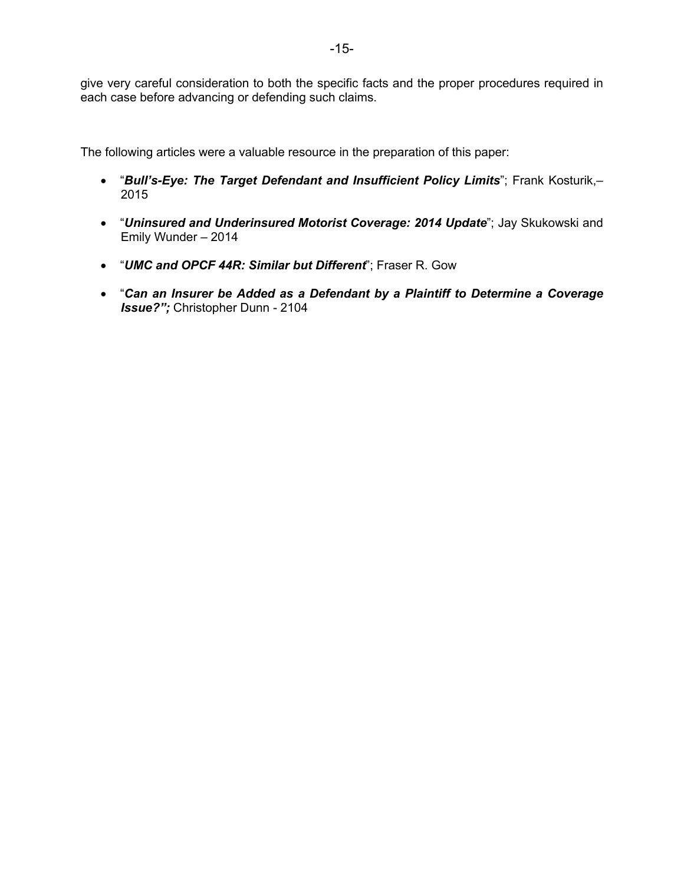give very careful consideration to both the specific facts and the proper procedures required in each case before advancing or defending such claims.

The following articles were a valuable resource in the preparation of this paper:

- "***Bull's-Eye: The Target Defendant and Insufficient Policy Limits***"; Frank Kosturik,– 2015
- "***Uninsured and Underinsured Motorist Coverage: 2014 Update***"; Jay Skukowski and Emily Wunder – 2014
- "***UMC and OPCF 44R: Similar but Different***"; Fraser R. Gow
- "***Can an Insurer be Added as a Defendant by a Plaintiff to Determine a Coverage Issue?";*** Christopher Dunn - 2104